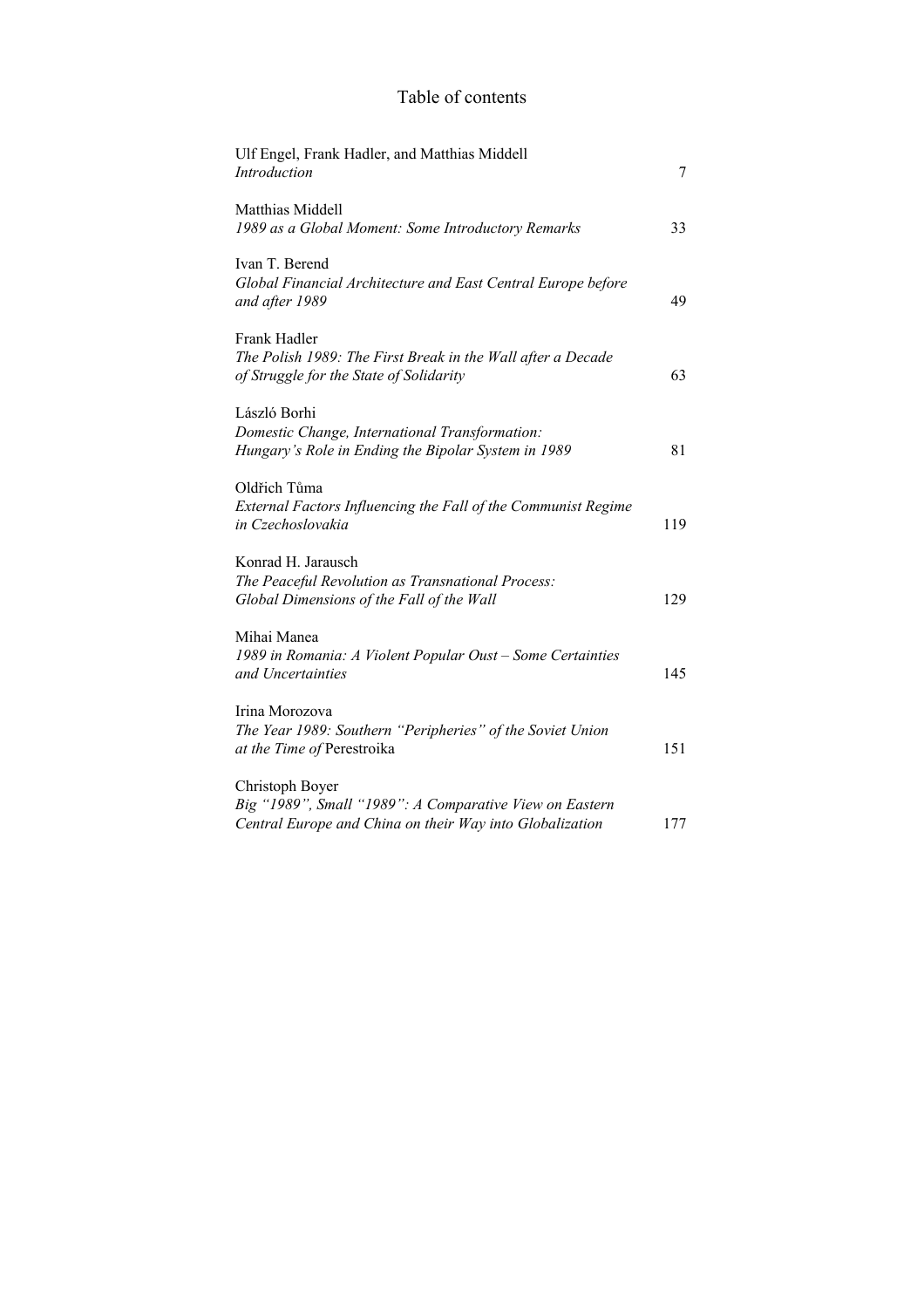# Table of contents

| | |
|---|---|
| Ulf Engel, Frank Hadler, and Matthias Middell<br>*Introduction* | 7 |
| Matthias Middell<br>*1989 as a Global Moment: Some Introductory Remarks* | 33 |
| Ivan T. Berend<br>*Global Financial Architecture and East Central Europe before and after 1989* | 49 |
| Frank Hadler<br>*The Polish 1989: The First Break in the Wall after a Decade of Struggle for the State of Solidarity* | 63 |
| László Borhi<br>*Domestic Change, International Transformation: Hungary's Role in Ending the Bipolar System in 1989* | 81 |
| Oldřich Tůma<br>*External Factors Influencing the Fall of the Communist Regime in Czechoslovakia* | 119 |
| Konrad H. Jarausch<br>*The Peaceful Revolution as Transnational Process: Global Dimensions of the Fall of the Wall* | 129 |
| Mihai Manea<br>*1989 in Romania: A Violent Popular Oust – Some Certainties and Uncertainties* | 145 |
| Irina Morozova<br>*The Year 1989: Southern "Peripheries" of the Soviet Union at the Time of* Perestroika | 151 |
| Christoph Boyer<br>*Big "1989", Small "1989": A Comparative View on Eastern Central Europe and China on their Way into Globalization* | 177 |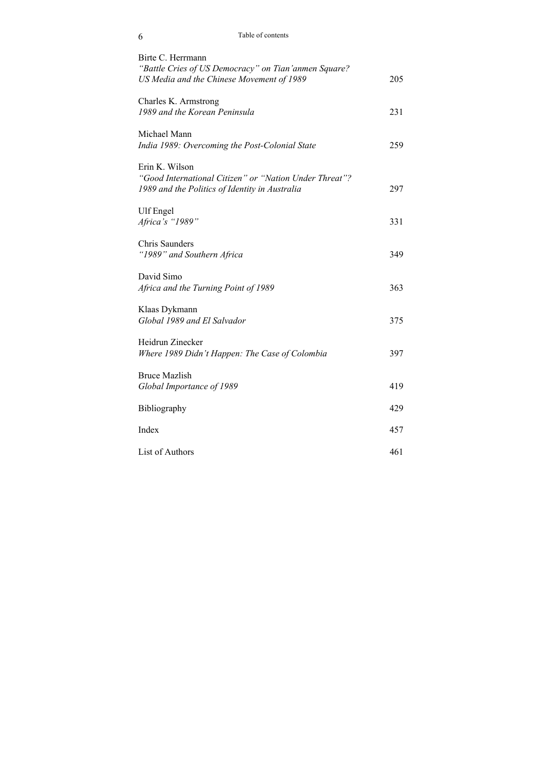Birte C. Herrmann
*"Battle Cries of US Democracy" on Tian'anmen Square? US Media and the Chinese Movement of 1989* 205

Charles K. Armstrong
*1989 and the Korean Peninsula* 231

Michael Mann
*India 1989: Overcoming the Post-Colonial State* 259

Erin K. Wilson
*"Good International Citizen" or "Nation Under Threat"? 1989 and the Politics of Identity in Australia* 297

Ulf Engel
*Africa's "1989"* 331

Chris Saunders
*"1989" and Southern Africa* 349

David Simo
*Africa and the Turning Point of 1989* 363

Klaas Dykmann
*Global 1989 and El Salvador* 375

Heidrun Zinecker
*Where 1989 Didn't Happen: The Case of Colombia* 397

Bruce Mazlish
*Global Importance of 1989* 419

Bibliography 429

Index 457

List of Authors 461